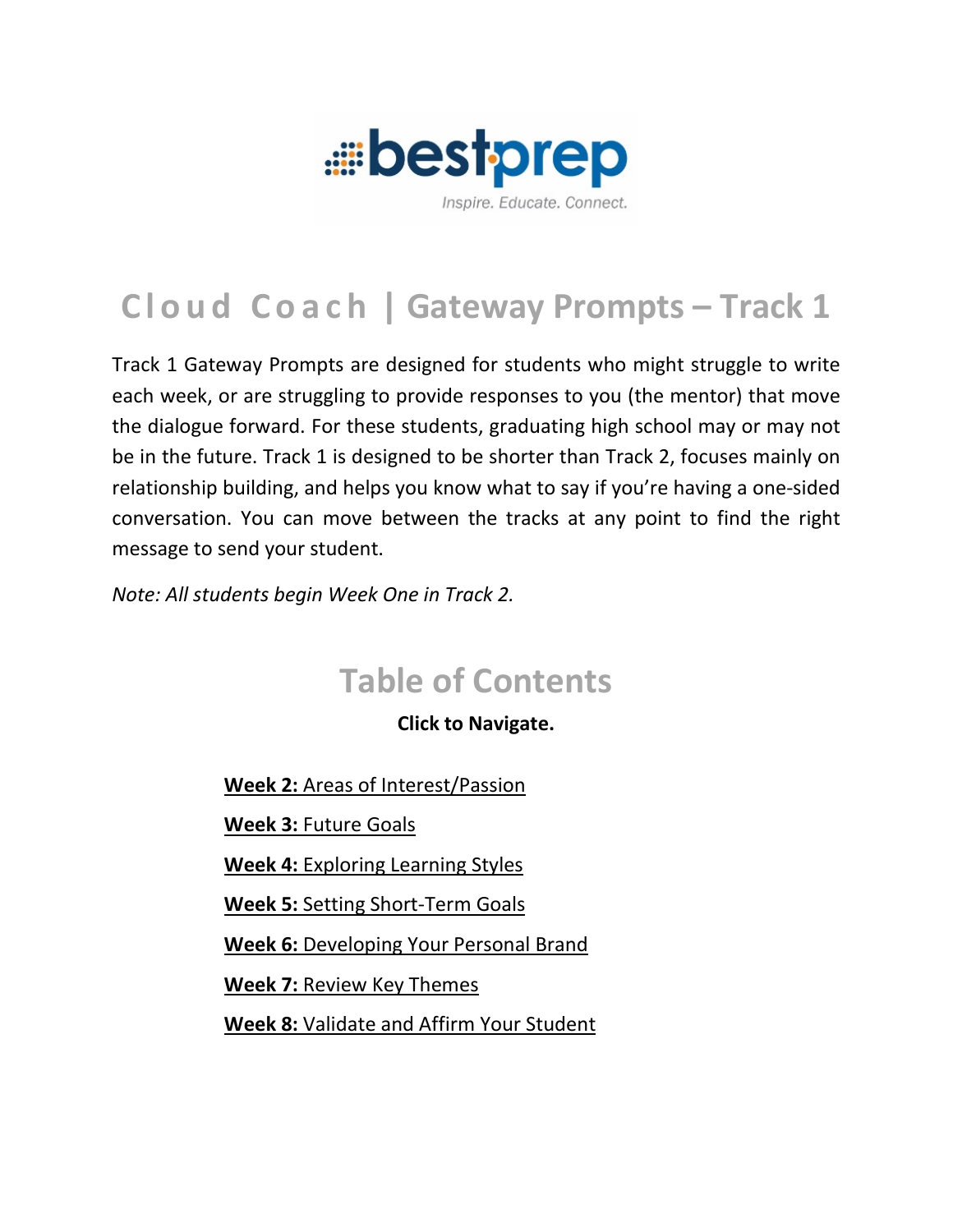bestprep

Inspire. Educate. Connect.

# Cloud Coach | Gateway Prompts – Track 1

Track 1 Gateway Prompts are designed for students who might struggle to write each week, or are struggling to provide responses to you (the mentor) that move the dialogue forward. For these students, graduating high school may or may not be in the future. Track 1 is designed to be shorter than Track 2, focuses mainly on relationship building, and helps you know what to say if you're having a one-sided conversation. You can move between the tracks at any point to find the right message to send your student.

*Note: All students begin Week One in Track 2.*

## Table of Contents

**Click to Navigate.**

**Week 2:** Areas of Interest/Passion

**Week 3:** Future Goals

**Week 4:** Exploring Learning Styles

**Week 5:** Setting Short-Term Goals

**Week 6:** Developing Your Personal Brand

**Week 7:** Review Key Themes

**Week 8:** Validate and Affirm Your Student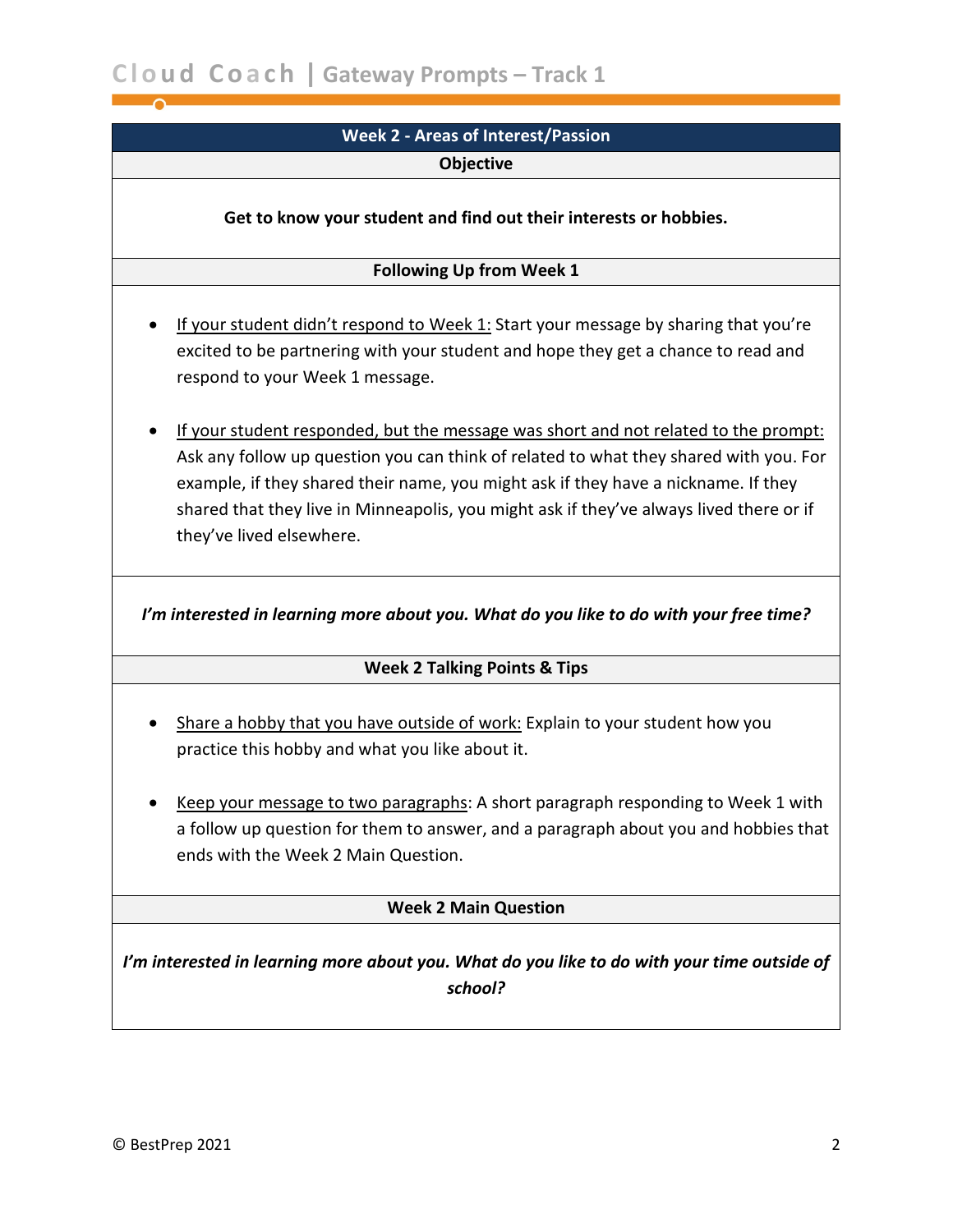## Week 2 - Areas of Interest/Passion

### Objective

**Get to know your student and find out their interests or hobbies.**

### Following Up from Week 1

- If your student didn't respond to Week 1: Start your message by sharing that you're excited to be partnering with your student and hope they get a chance to read and respond to your Week 1 message.

- If your student responded, but the message was short and not related to the prompt: Ask any follow up question you can think of related to what they shared with you. For example, if they shared their name, you might ask if they have a nickname. If they shared that they live in Minneapolis, you might ask if they've always lived there or if they've lived elsewhere.

***I'm interested in learning more about you. What do you like to do with your free time?***

### Week 2 Talking Points & Tips

- Share a hobby that you have outside of work: Explain to your student how you practice this hobby and what you like about it.

- Keep your message to two paragraphs: A short paragraph responding to Week 1 with a follow up question for them to answer, and a paragraph about you and hobbies that ends with the Week 2 Main Question.

### Week 2 Main Question

***I'm interested in learning more about you. What do you like to do with your time outside of school?***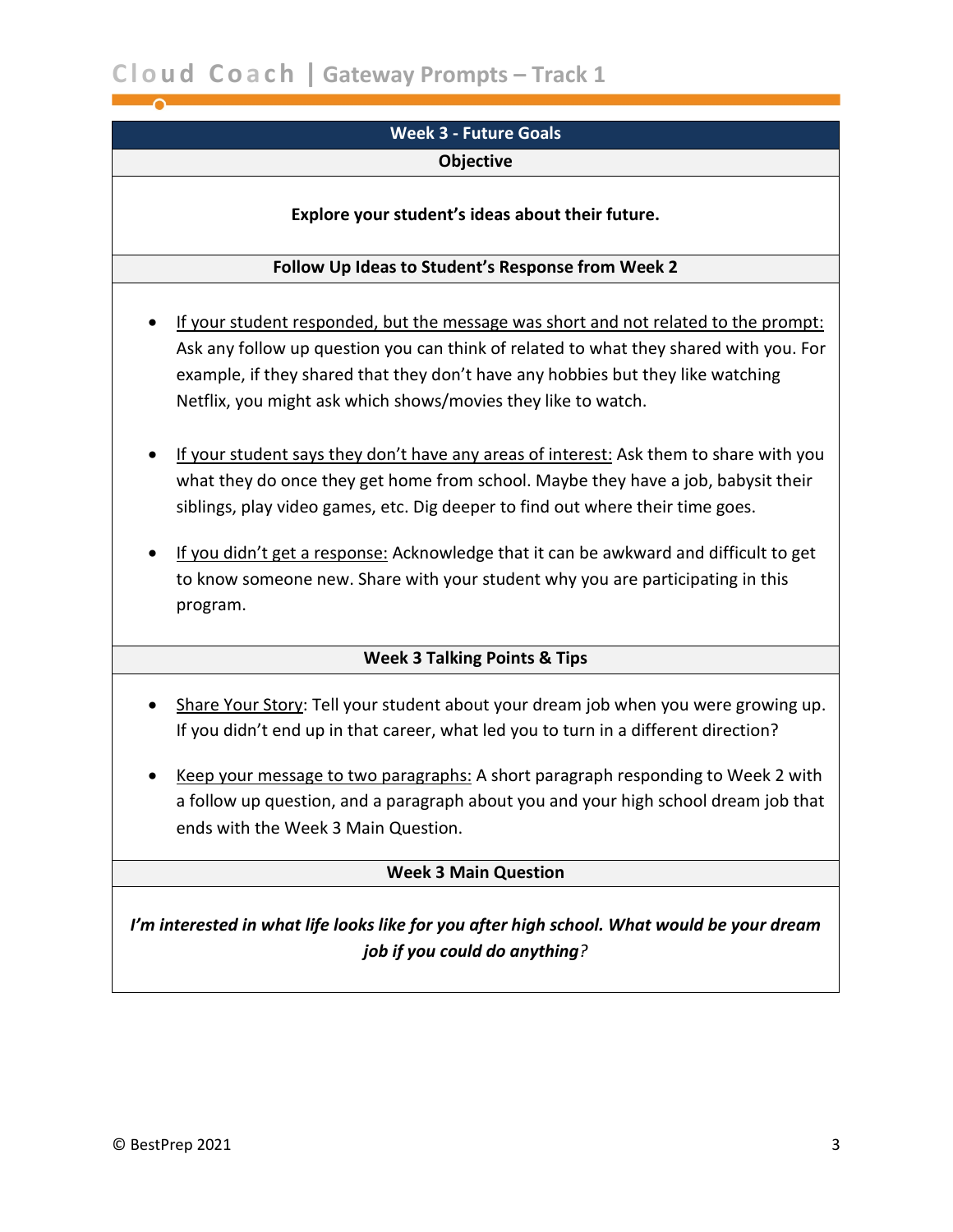## Week 3 - Future Goals

### Objective

**Explore your student's ideas about their future.**

### Follow Up Ideas to Student's Response from Week 2

- If your student responded, but the message was short and not related to the prompt: Ask any follow up question you can think of related to what they shared with you. For example, if they shared that they don't have any hobbies but they like watching Netflix, you might ask which shows/movies they like to watch.
- If your student says they don't have any areas of interest: Ask them to share with you what they do once they get home from school. Maybe they have a job, babysit their siblings, play video games, etc. Dig deeper to find out where their time goes.
- If you didn't get a response: Acknowledge that it can be awkward and difficult to get to know someone new. Share with your student why you are participating in this program.

### Week 3 Talking Points & Tips

- Share Your Story: Tell your student about your dream job when you were growing up. If you didn't end up in that career, what led you to turn in a different direction?
- Keep your message to two paragraphs: A short paragraph responding to Week 2 with a follow up question, and a paragraph about you and your high school dream job that ends with the Week 3 Main Question.

### Week 3 Main Question

***I'm interested in what life looks like for you after high school. What would be your dream job if you could do anything?***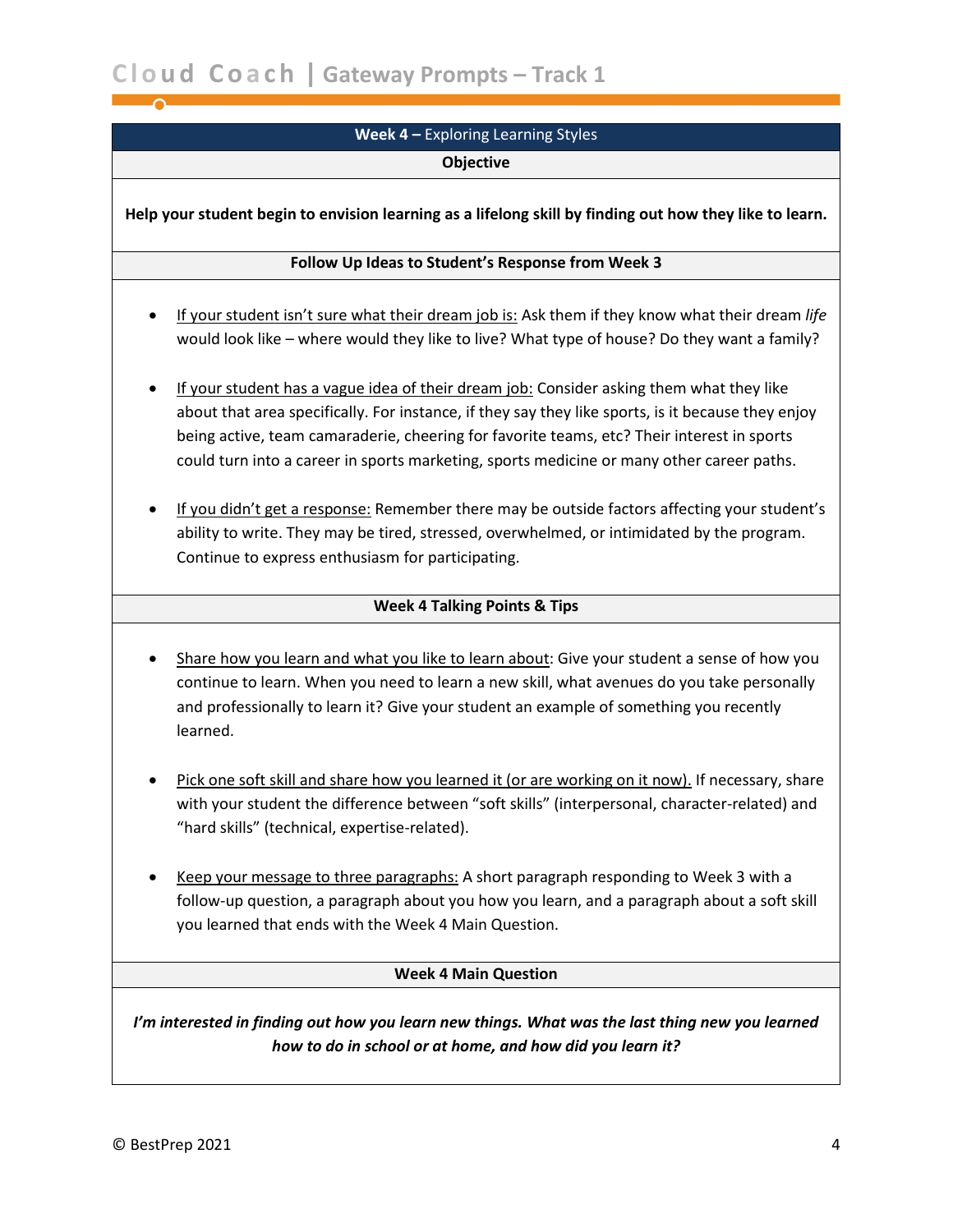## Week 4 – Exploring Learning Styles

### Objective

**Help your student begin to envision learning as a lifelong skill by finding out how they like to learn.**

### Follow Up Ideas to Student's Response from Week 3

- If your student isn't sure what their dream job is: Ask them if they know what their dream *life* would look like – where would they like to live? What type of house? Do they want a family?

- If your student has a vague idea of their dream job: Consider asking them what they like about that area specifically. For instance, if they say they like sports, is it because they enjoy being active, team camaraderie, cheering for favorite teams, etc? Their interest in sports could turn into a career in sports marketing, sports medicine or many other career paths.

- If you didn't get a response: Remember there may be outside factors affecting your student's ability to write. They may be tired, stressed, overwhelmed, or intimidated by the program. Continue to express enthusiasm for participating.

### Week 4 Talking Points & Tips

- Share how you learn and what you like to learn about: Give your student a sense of how you continue to learn. When you need to learn a new skill, what avenues do you take personally and professionally to learn it? Give your student an example of something you recently learned.

- Pick one soft skill and share how you learned it (or are working on it now). If necessary, share with your student the difference between "soft skills" (interpersonal, character-related) and "hard skills" (technical, expertise-related).

- Keep your message to three paragraphs: A short paragraph responding to Week 3 with a follow-up question, a paragraph about you how you learn, and a paragraph about a soft skill you learned that ends with the Week 4 Main Question.

### Week 4 Main Question

***I'm interested in finding out how you learn new things. What was the last thing new you learned how to do in school or at home, and how did you learn it?***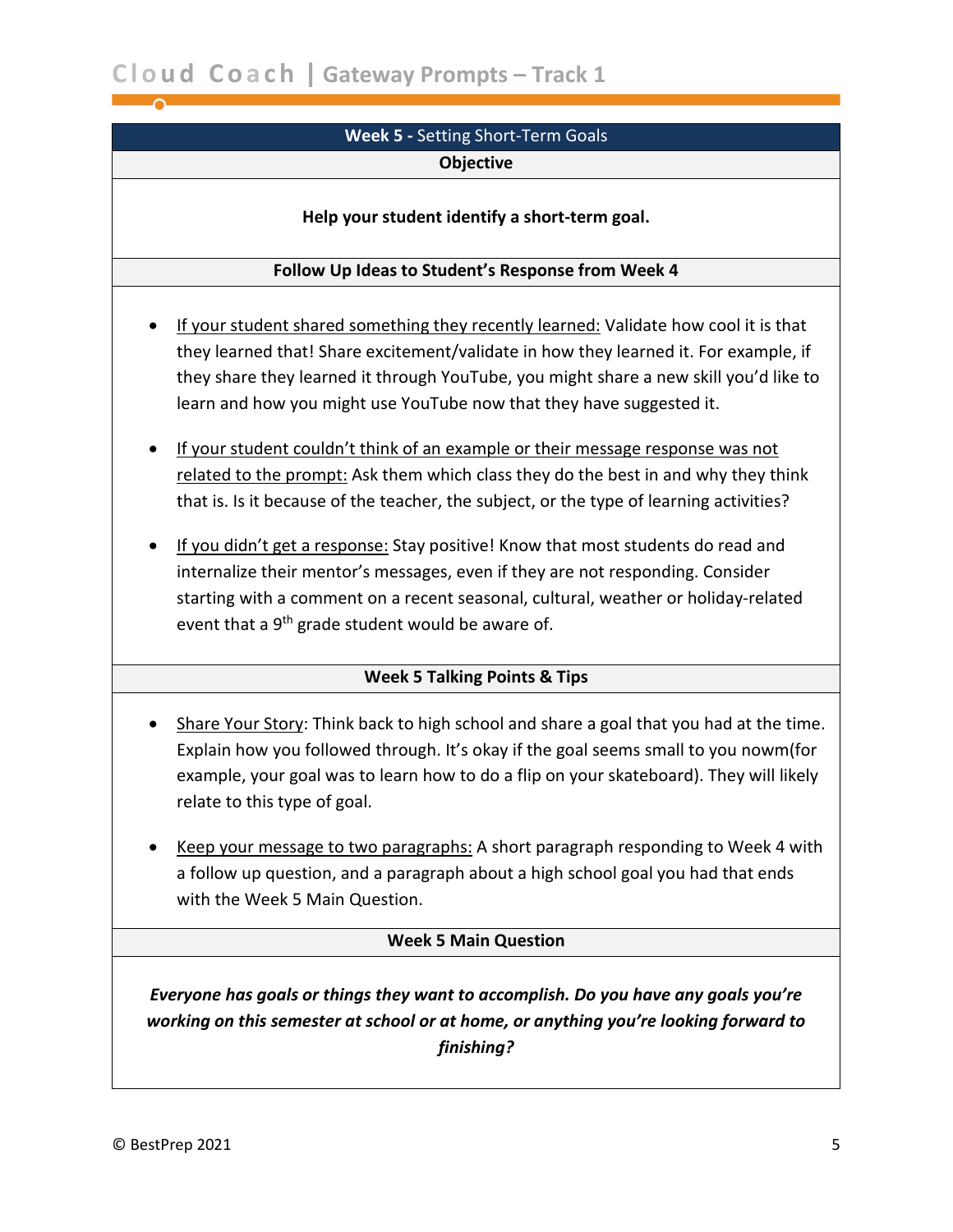## Week 5 - Setting Short-Term Goals

### Objective

**Help your student identify a short-term goal.**

### Follow Up Ideas to Student's Response from Week 4

- If your student shared something they recently learned: Validate how cool it is that they learned that! Share excitement/validate in how they learned it. For example, if they share they learned it through YouTube, you might share a new skill you'd like to learn and how you might use YouTube now that they have suggested it.
- If your student couldn't think of an example or their message response was not related to the prompt: Ask them which class they do the best in and why they think that is. Is it because of the teacher, the subject, or the type of learning activities?
- If you didn't get a response: Stay positive! Know that most students do read and internalize their mentor's messages, even if they are not responding. Consider starting with a comment on a recent seasonal, cultural, weather or holiday-related event that a 9th grade student would be aware of.

### Week 5 Talking Points & Tips

- Share Your Story: Think back to high school and share a goal that you had at the time. Explain how you followed through. It's okay if the goal seems small to you nowm(for example, your goal was to learn how to do a flip on your skateboard). They will likely relate to this type of goal.
- Keep your message to two paragraphs: A short paragraph responding to Week 4 with a follow up question, and a paragraph about a high school goal you had that ends with the Week 5 Main Question.

### Week 5 Main Question

***Everyone has goals or things they want to accomplish. Do you have any goals you're working on this semester at school or at home, or anything you're looking forward to finishing?***

© BestPrep 2021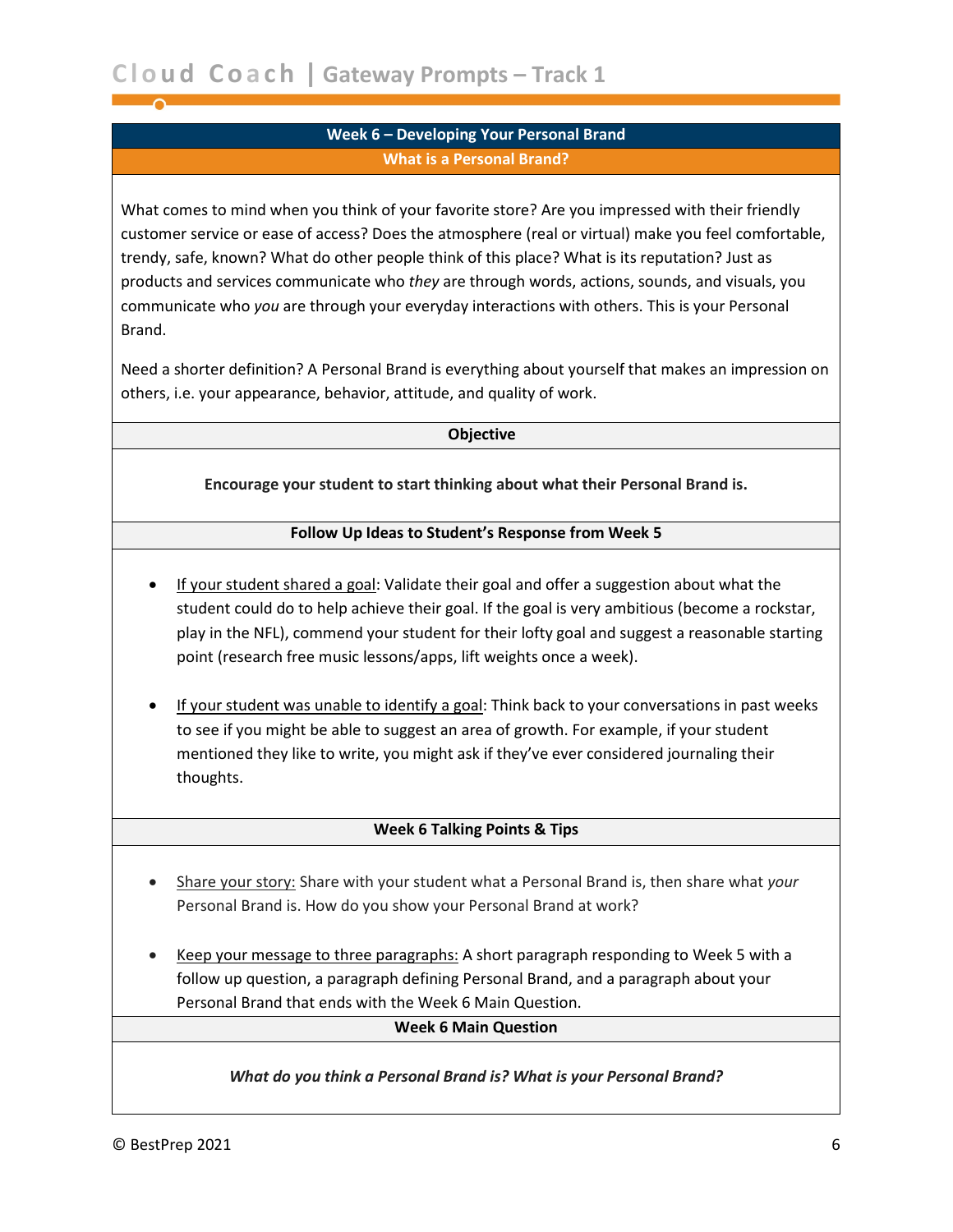## Week 6 – Developing Your Personal Brand

### What is a Personal Brand?

What comes to mind when you think of your favorite store? Are you impressed with their friendly customer service or ease of access? Does the atmosphere (real or virtual) make you feel comfortable, trendy, safe, known? What do other people think of this place? What is its reputation? Just as products and services communicate who *they* are through words, actions, sounds, and visuals, you communicate who *you* are through your everyday interactions with others. This is your Personal Brand.

Need a shorter definition? A Personal Brand is everything about yourself that makes an impression on others, i.e. your appearance, behavior, attitude, and quality of work.

### Objective

**Encourage your student to start thinking about what their Personal Brand is.**

### Follow Up Ideas to Student's Response from Week 5

- If your student shared a goal: Validate their goal and offer a suggestion about what the student could do to help achieve their goal. If the goal is very ambitious (become a rockstar, play in the NFL), commend your student for their lofty goal and suggest a reasonable starting point (research free music lessons/apps, lift weights once a week).

- If your student was unable to identify a goal: Think back to your conversations in past weeks to see if you might be able to suggest an area of growth. For example, if your student mentioned they like to write, you might ask if they've ever considered journaling their thoughts.

### Week 6 Talking Points & Tips

- Share your story: Share with your student what a Personal Brand is, then share what *your* Personal Brand is. How do you show your Personal Brand at work?

- Keep your message to three paragraphs: A short paragraph responding to Week 5 with a follow up question, a paragraph defining Personal Brand, and a paragraph about your Personal Brand that ends with the Week 6 Main Question.

### Week 6 Main Question

***What do you think a Personal Brand is? What is your Personal Brand?***

© BestPrep 2021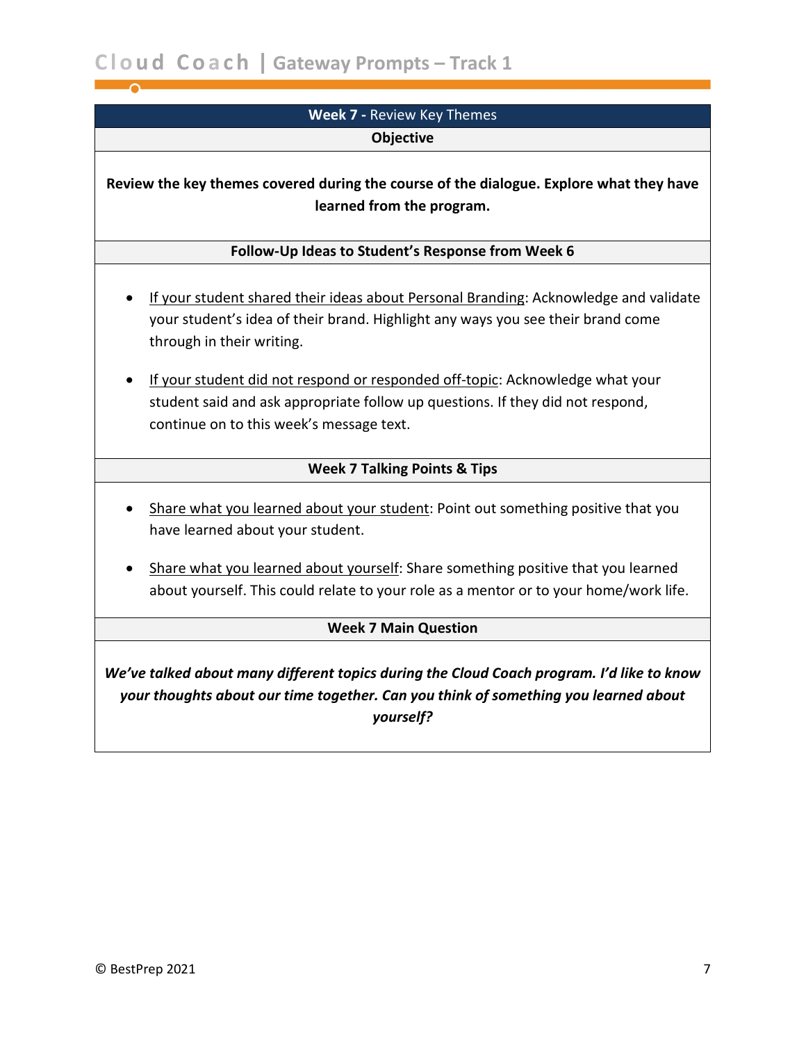## Week 7 - Review Key Themes

### Objective

**Review the key themes covered during the course of the dialogue. Explore what they have learned from the program.**

### Follow-Up Ideas to Student's Response from Week 6

- If your student shared their ideas about Personal Branding: Acknowledge and validate your student's idea of their brand. Highlight any ways you see their brand come through in their writing.
- If your student did not respond or responded off-topic: Acknowledge what your student said and ask appropriate follow up questions. If they did not respond, continue on to this week's message text.

### Week 7 Talking Points & Tips

- Share what you learned about your student: Point out something positive that you have learned about your student.
- Share what you learned about yourself: Share something positive that you learned about yourself. This could relate to your role as a mentor or to your home/work life.

### Week 7 Main Question

***We've talked about many different topics during the Cloud Coach program. I'd like to know your thoughts about our time together. Can you think of something you learned about yourself?***

© BestPrep 2021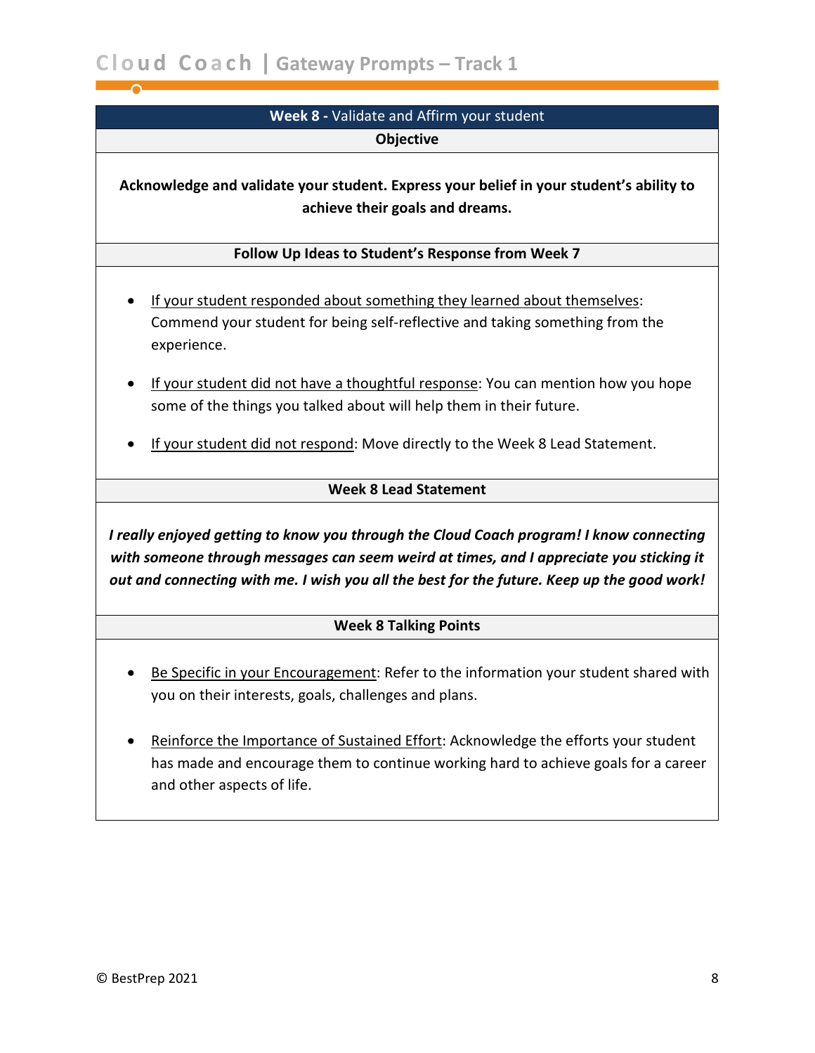## **Week 8 -** Validate and Affirm your student

### Objective

**Acknowledge and validate your student. Express your belief in your student's ability to achieve their goals and dreams.**

### Follow Up Ideas to Student's Response from Week 7

- If your student responded about something they learned about themselves: Commend your student for being self-reflective and taking something from the experience.
- If your student did not have a thoughtful response: You can mention how you hope some of the things you talked about will help them in their future.
- If your student did not respond: Move directly to the Week 8 Lead Statement.

### Week 8 Lead Statement

***I really enjoyed getting to know you through the Cloud Coach program! I know connecting with someone through messages can seem weird at times, and I appreciate you sticking it out and connecting with me. I wish you all the best for the future. Keep up the good work!***

### Week 8 Talking Points

- Be Specific in your Encouragement: Refer to the information your student shared with you on their interests, goals, challenges and plans.
- Reinforce the Importance of Sustained Effort: Acknowledge the efforts your student has made and encourage them to continue working hard to achieve goals for a career and other aspects of life.